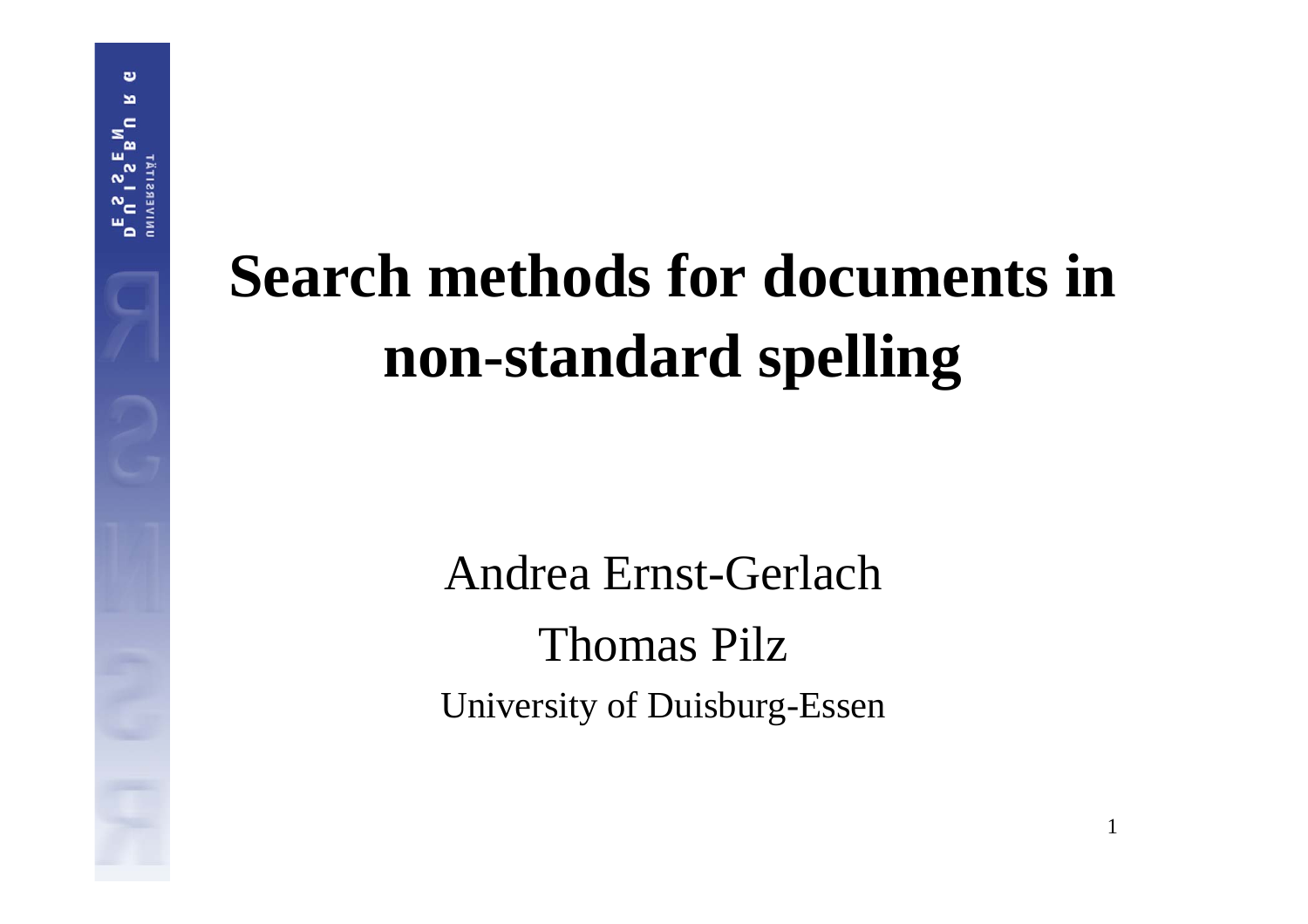# Search methods for documents in non-standard spelling

Andrea Ernst-Gerlach

Thomas Pilz

University of Duisburg-Essen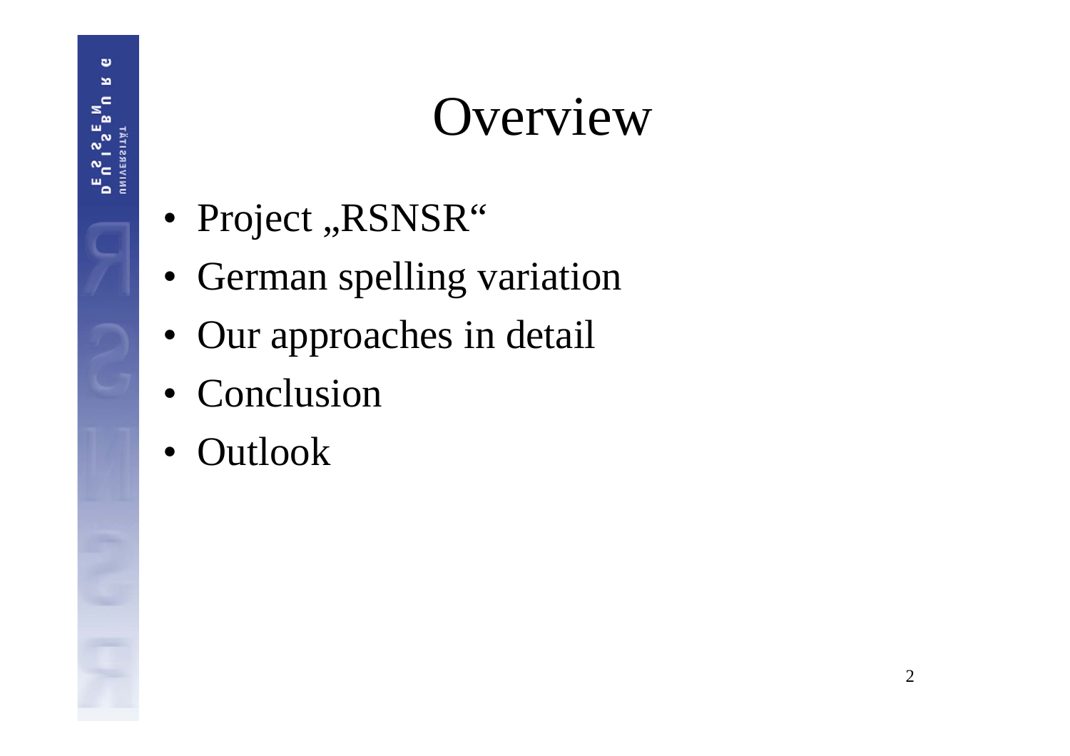# Overview

- Project „RSNSR“
- German spelling variation
- Our approaches in detail
- Conclusion
- Outlook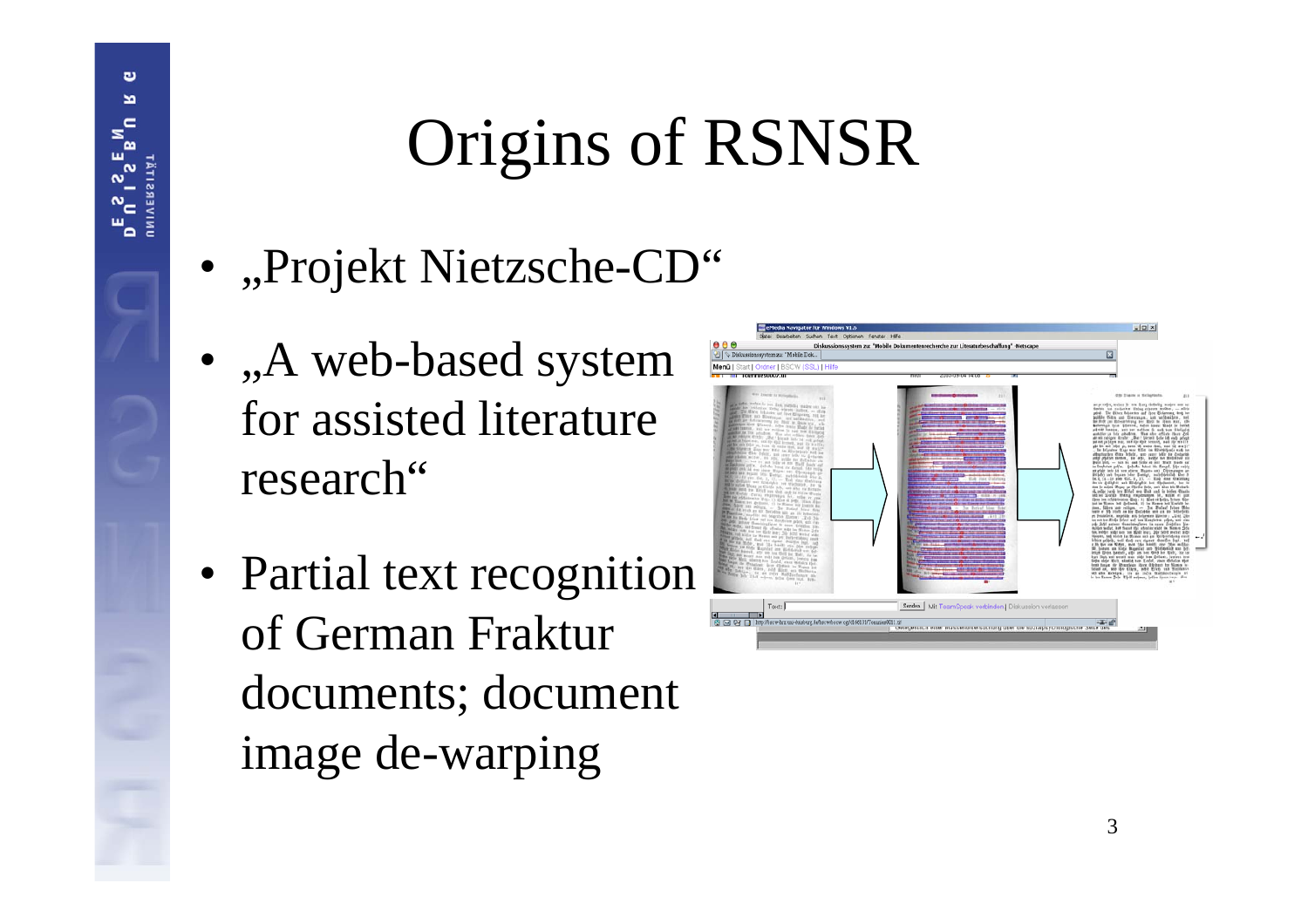# Origins of RSNSR

- „Projekt Nietzsche-CD“
- „A web-based system for assisted literature research“
- Partial text recognition of German Fraktur documents; document image de-warping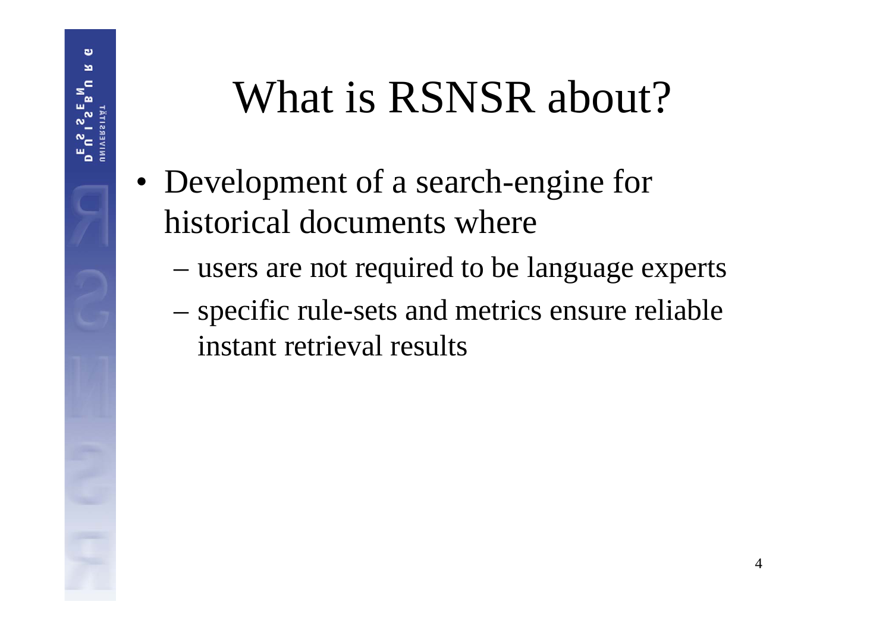# What is RSNSR about?

- Development of a search-engine for historical documents where
  - users are not required to be language experts
  - specific rule-sets and metrics ensure reliable instant retrieval results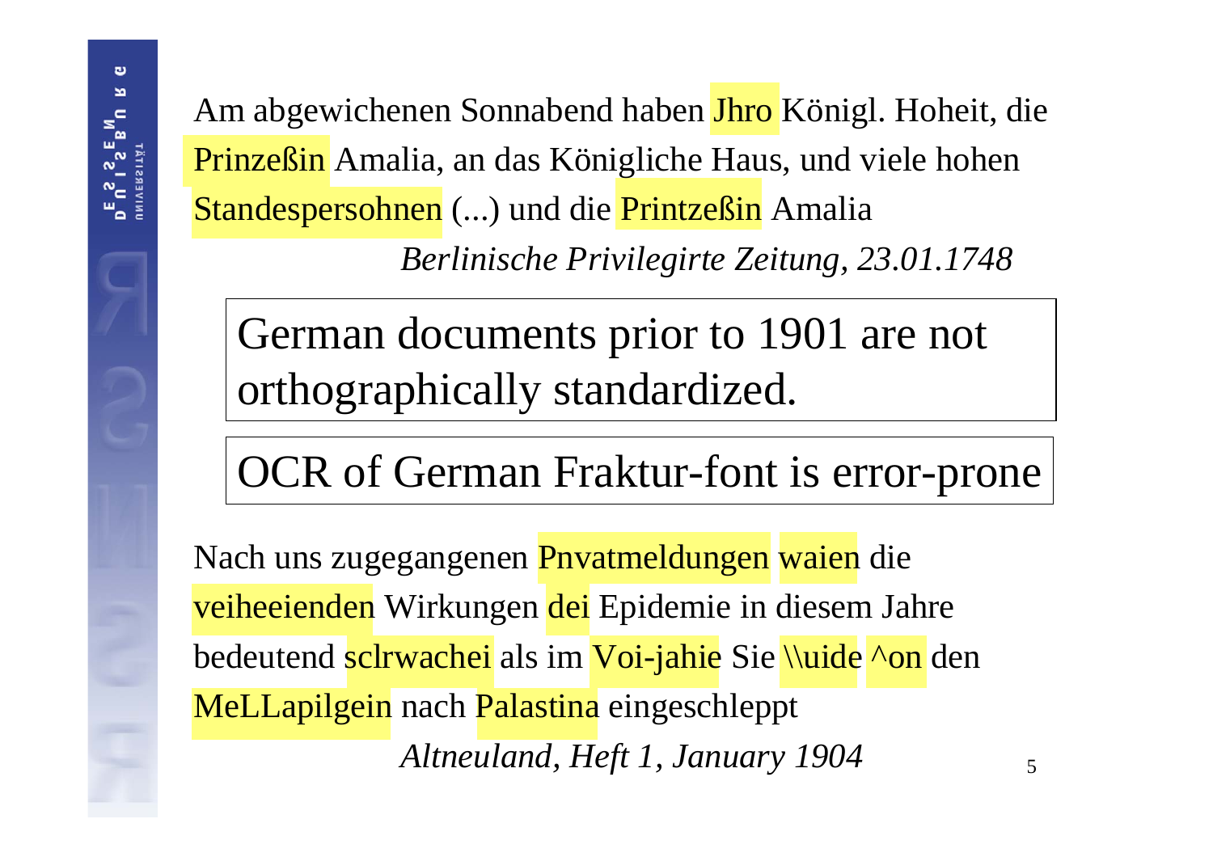Am abgewichenen Sonnabend haben Jhro Königl. Hoheit, die Prinzeßin Amalia, an das Königliche Haus, und viele hohen Standespersohnen (...) und die Printzeßin Amalia

*Berlinische Privilegirte Zeitung, 23.01.1748*

German documents prior to 1901 are not orthographically standardized.

OCR of German Fraktur-font is error-prone

Nach uns zugegangenen Pnvatmeldungen waien die veiheeienden Wirkungen dei Epidemie in diesem Jahre bedeutend sclrwachei als im Voi-jahie Sie \\uide ^on den MeLLapilgein nach Palastina eingeschleppt

*Altneuland, Heft 1, January 1904*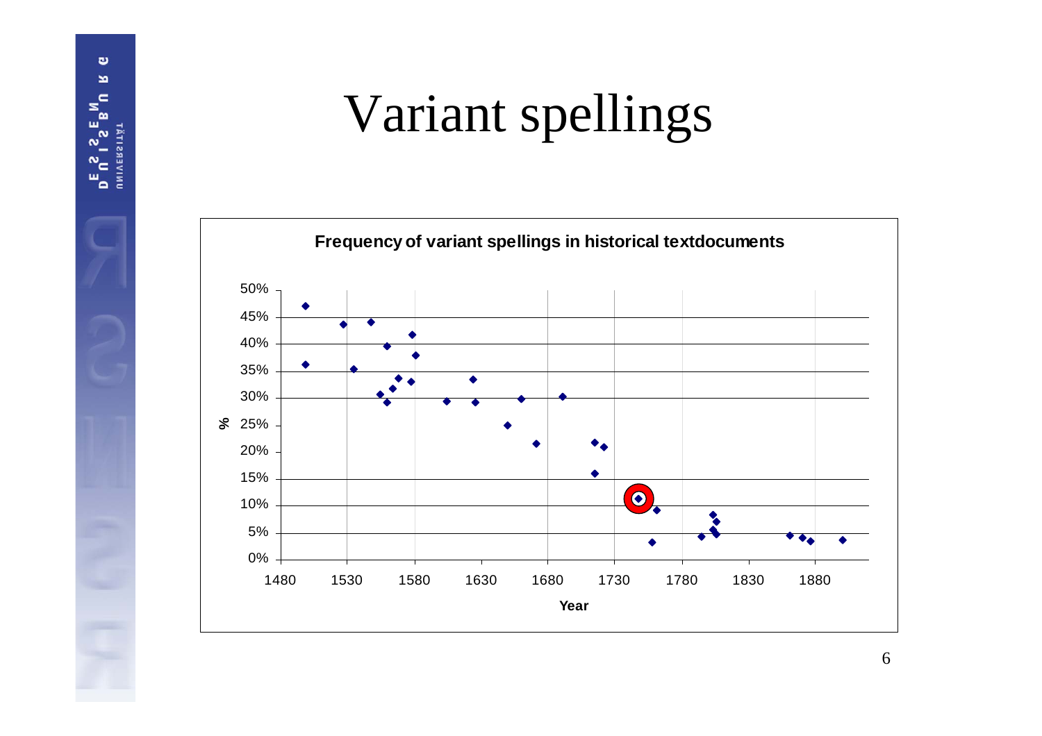# Variant spellings

**Frequency of variant spellings in historical textdocuments**

%

50%
45%
40%
35%
30%
25%
20%
15%
10%
5%
0%

1480 1530 1580 1630 1680 1730 1780 1830 1880

**Year**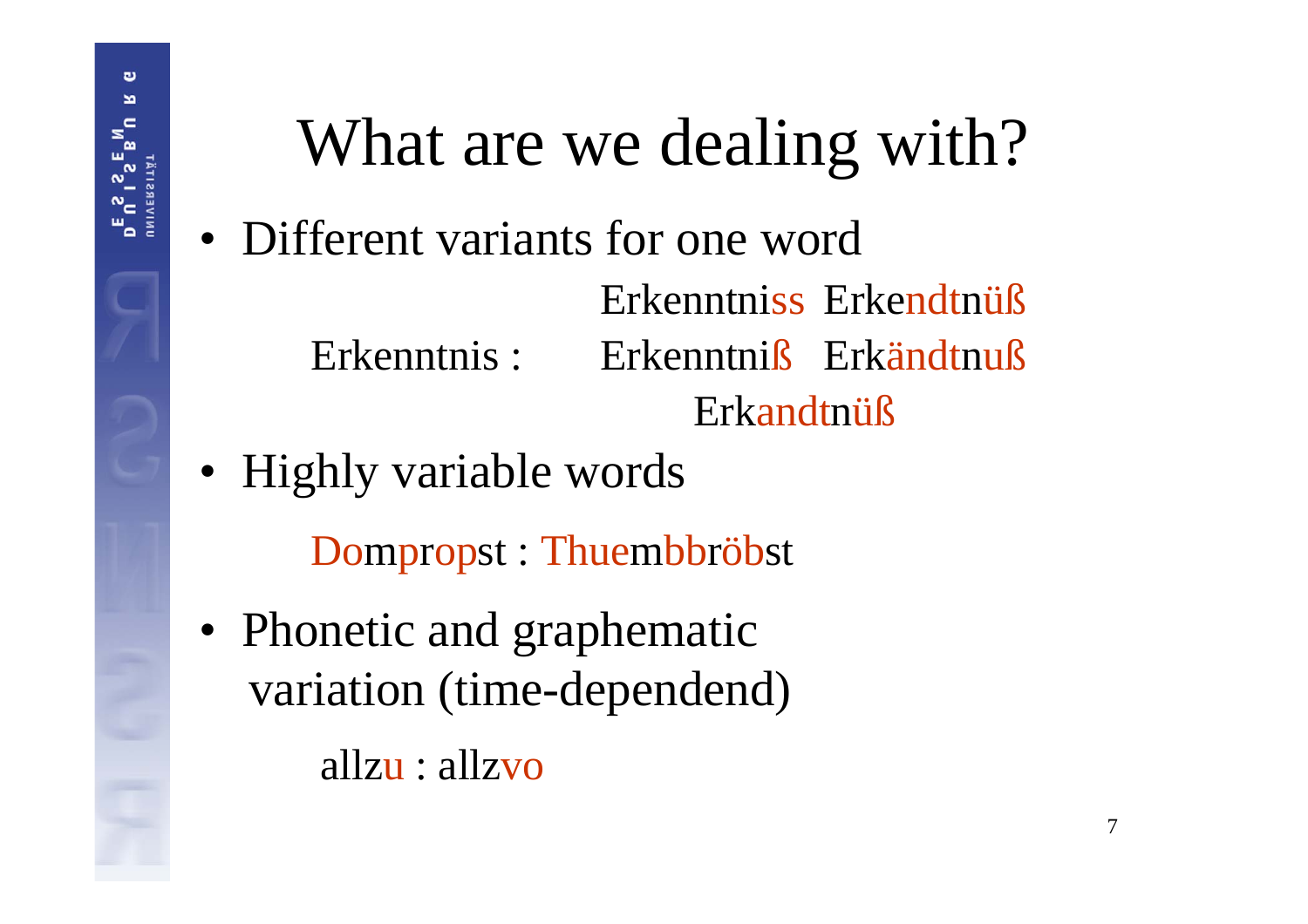# What are we dealing with?

- Different variants for one word

  Erkenntnis : Erkenntniss Erkendtnüß Erkenntniß Erkändtnuß Erkandtnüß

- Highly variable words

  Dompropst : Thuembbröbst

- Phonetic and graphematic variation (time-dependend)

  allzu : allzvo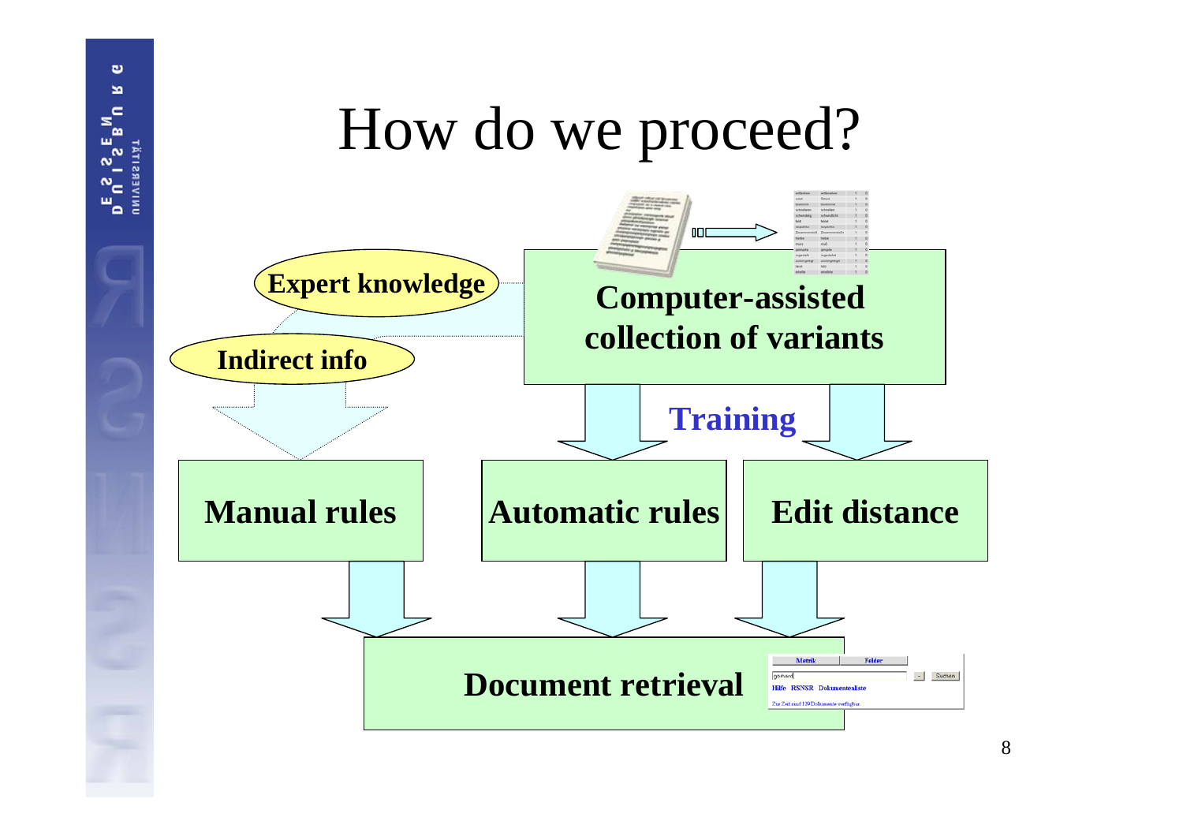# How do we proceed?

Expert knowledge

Indirect info

Computer-assisted collection of variants

Training

Manual rules

Automatic rules

Edit distance

Document retrieval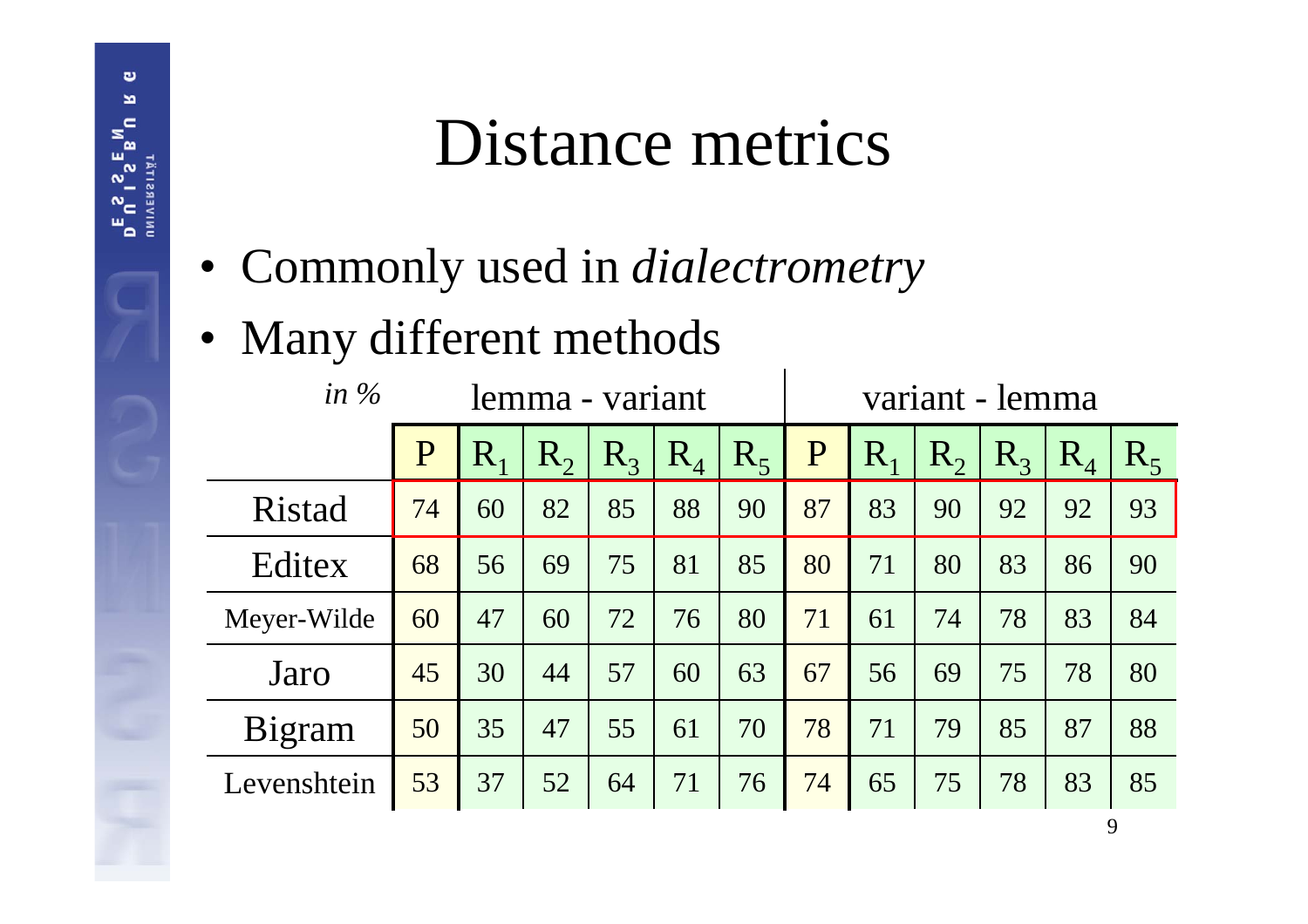# Distance metrics

- Commonly used in *dialectrometry*
- Many different methods

| *in %* | lemma - variant | | | | | | variant - lemma | | | | | |
|---|---|---|---|---|---|---|---|---|---|---|---|---|
| | P | $R_1$ | $R_2$ | $R_3$ | $R_4$ | $R_5$ | P | $R_1$ | $R_2$ | $R_3$ | $R_4$ | $R_5$ |
| Ristad | 74 | 60 | 82 | 85 | 88 | 90 | 87 | 83 | 90 | 92 | 92 | 93 |
| Editex | 68 | 56 | 69 | 75 | 81 | 85 | 80 | 71 | 80 | 83 | 86 | 90 |
| Meyer-Wilde | 60 | 47 | 60 | 72 | 76 | 80 | 71 | 61 | 74 | 78 | 83 | 84 |
| Jaro | 45 | 30 | 44 | 57 | 60 | 63 | 67 | 56 | 69 | 75 | 78 | 80 |
| Bigram | 50 | 35 | 47 | 55 | 61 | 70 | 78 | 71 | 79 | 85 | 87 | 88 |
| Levenshtein | 53 | 37 | 52 | 64 | 71 | 76 | 74 | 65 | 75 | 78 | 83 | 85 |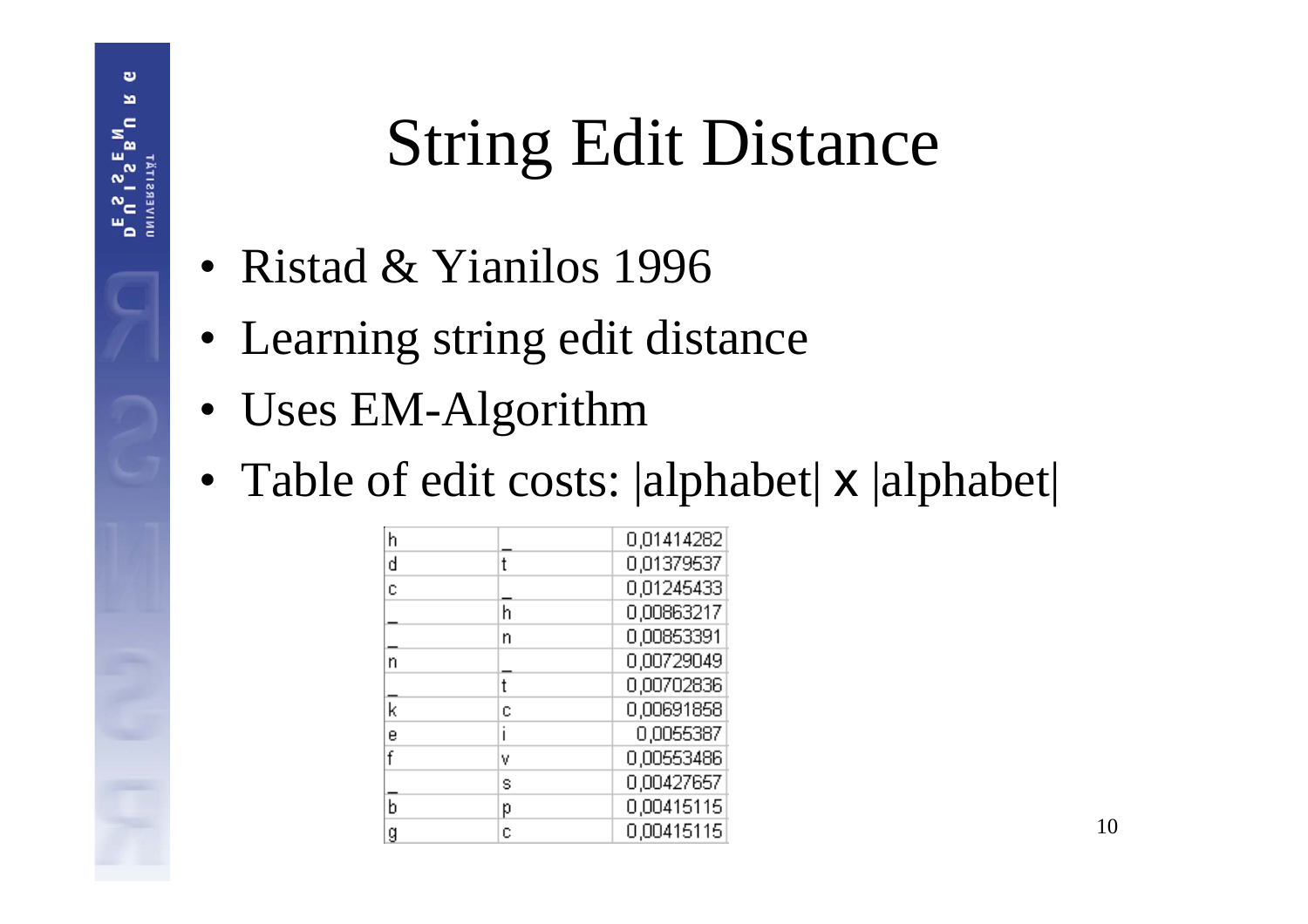# String Edit Distance

- Ristad & Yianilos 1996
- Learning string edit distance
- Uses EM-Algorithm
- Table of edit costs: |alphabet| x |alphabet|

| | | |
|---|---|---|
| h | _ | 0,01414282 |
| d | t | 0,01379537 |
| c | _ | 0,01245433 |
| _ | h | 0,00863217 |
| _ | n | 0,00853391 |
| n | _ | 0,00729049 |
| _ | t | 0,00702836 |
| k | c | 0,00691858 |
| e | i | 0,0055387 |
| f | v | 0,00553486 |
| _ | s | 0,00427657 |
| b | p | 0,00415115 |
| g | c | 0,00415115 |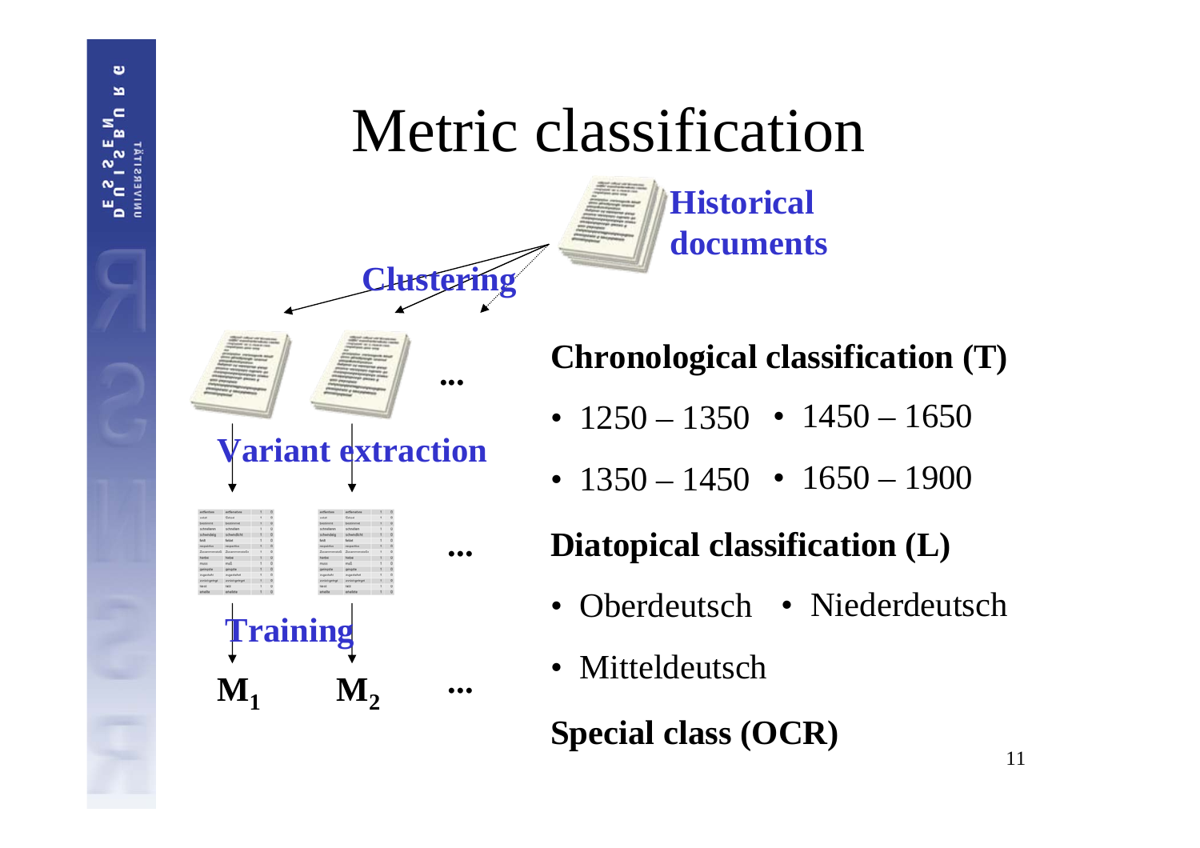# Metric classification

Historical documents

Clustering

...

Variant extraction

...

Training

$M_1$ $M_2$ ...

**Chronological classification (T)**

- 1250 – 1350
- 1450 – 1650
- 1350 – 1450
- 1650 – 1900

**Diatopical classification (L)**

- Oberdeutsch
- Niederdeutsch
- Mitteldeutsch

**Special class (OCR)**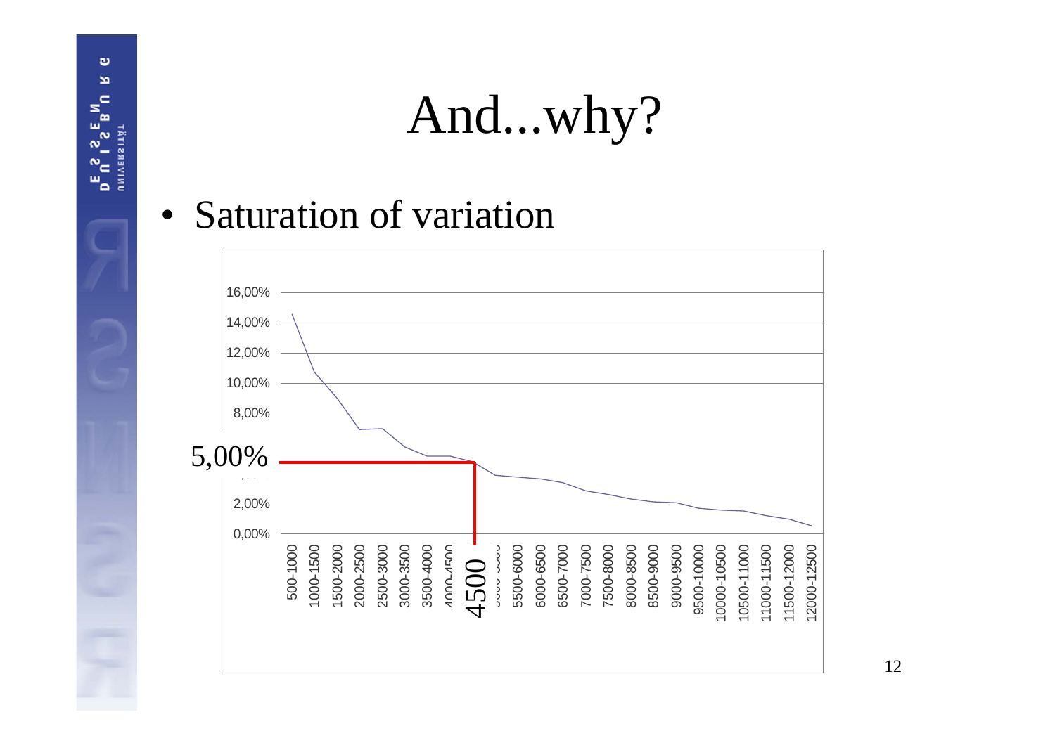# And...why?

- Saturation of variation

16,00%
14,00%
12,00%
10,00%
8,00%
5,00%
2,00%
0,00%

500-1000, 1000-1500, 1500-2000, 2000-2500, 2500-3000, 3000-3500, 3500-4000, 4000-4500, 4500, 5500-6000, 6000-6500, 6500-7000, 7000-7500, 7500-8000, 8000-8500, 8500-9000, 9000-9500, 9500-10000, 10000-10500, 10500-11000, 11000-11500, 11500-12000, 12000-12500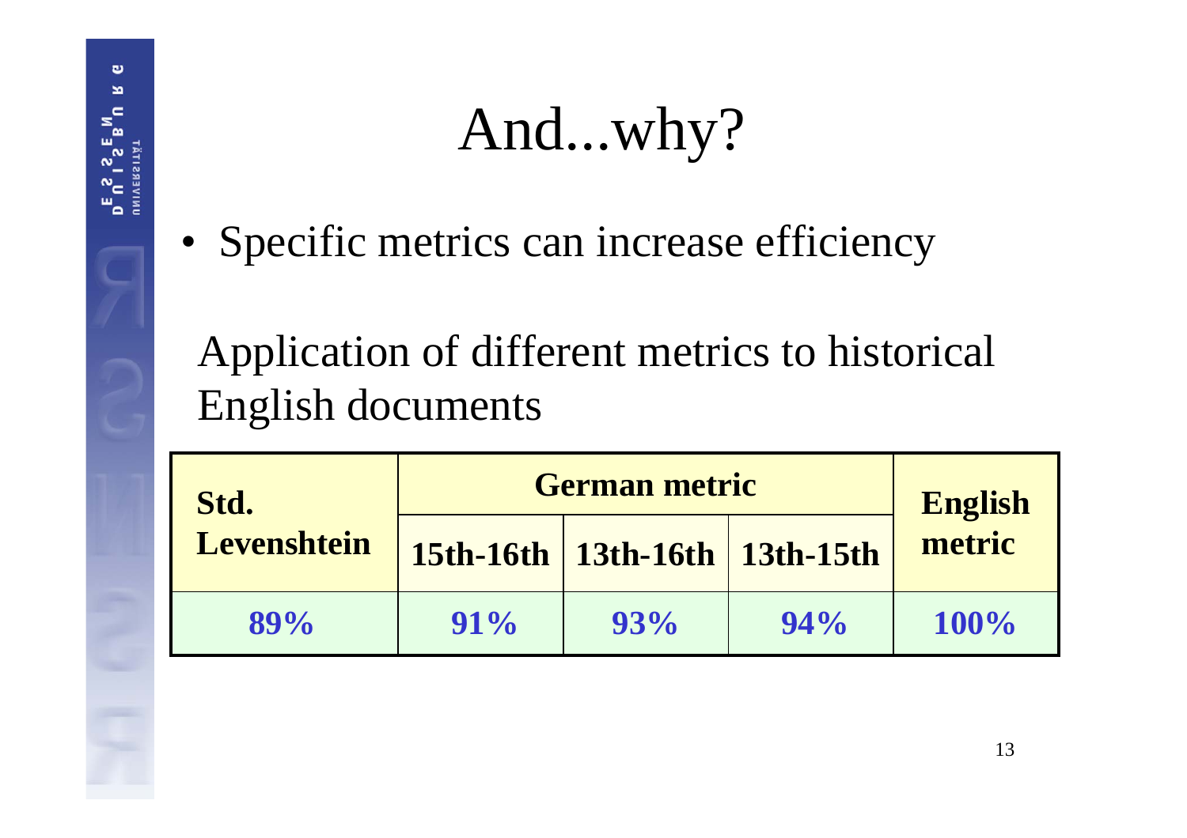# And...why?

- Specific metrics can increase efficiency

Application of different metrics to historical English documents

| Std. Levenshtein | German metric | | | English metric |
|---|---|---|---|---|
| | 15th-16th | 13th-16th | 13th-15th | |
| 89% | 91% | 93% | 94% | 100% |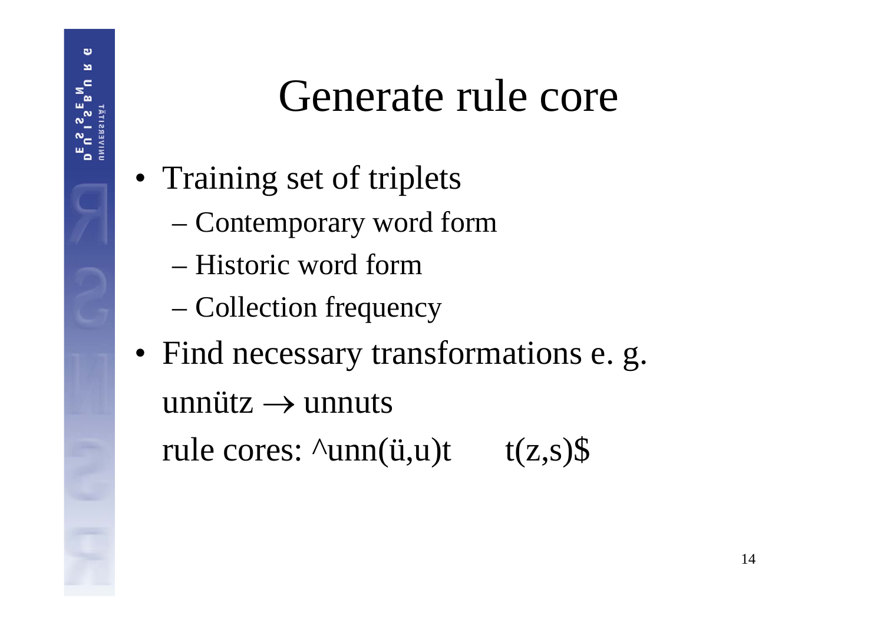# Generate rule core

- Training set of triplets
  - Contemporary word form
  - Historic word form
  - Collection frequency
- Find necessary transformations e. g.

  unnütz $\rightarrow$ unnuts

  rule cores: ^unn(ü,u)t      t(z,s)$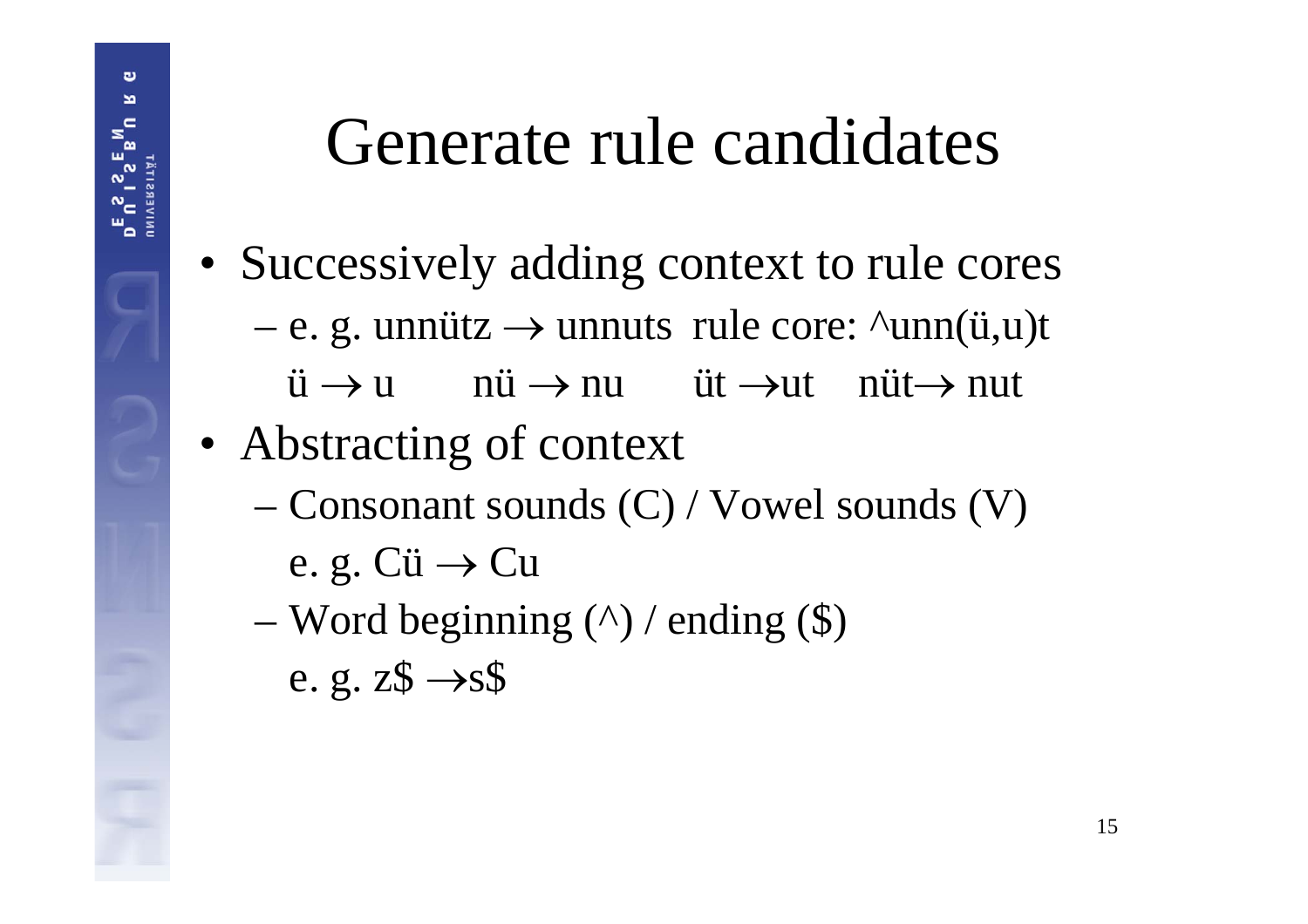# Generate rule candidates

- Successively adding context to rule cores
  - e. g. unnütz → unnuts  rule core: ^unn(ü,u)t

    ü → u    nü → nu    üt → ut    nüt → nut
- Abstracting of context
  - Consonant sounds (C) / Vowel sounds (V)

    e. g. Cü → Cu
  - Word beginning (^) / ending ($)

    e. g. z$ → s$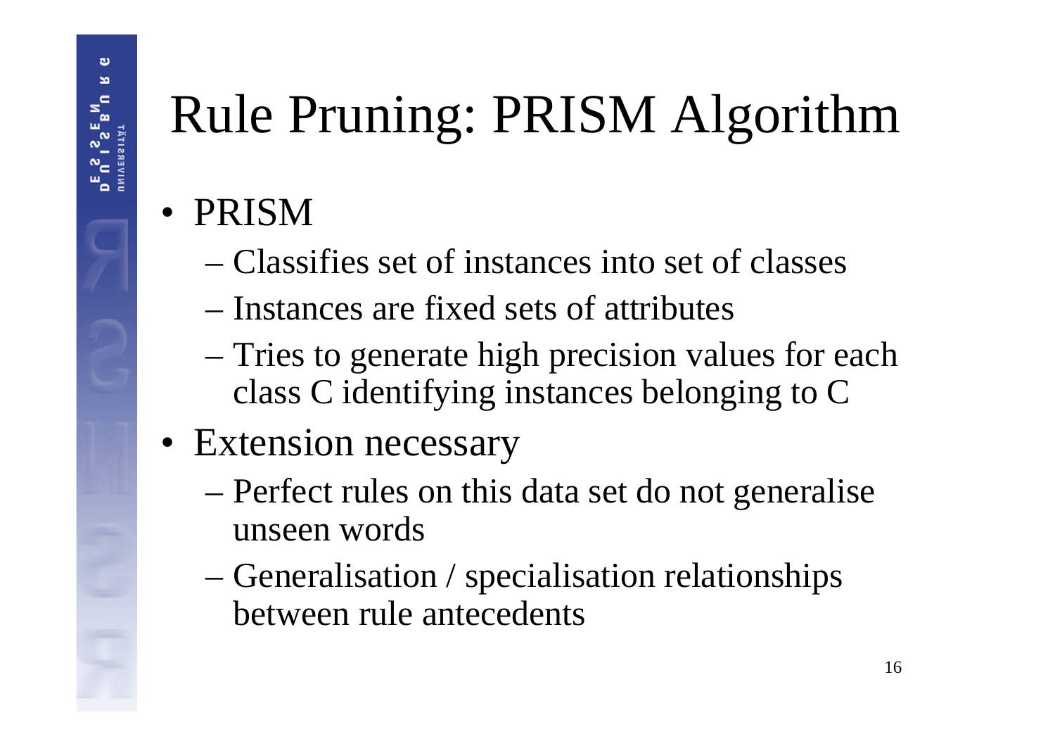# Rule Pruning: PRISM Algorithm

- PRISM
  - Classifies set of instances into set of classes
  - Instances are fixed sets of attributes
  - Tries to generate high precision values for each class C identifying instances belonging to C
- Extension necessary
  - Perfect rules on this data set do not generalise unseen words
  - Generalisation / specialisation relationships between rule antecedents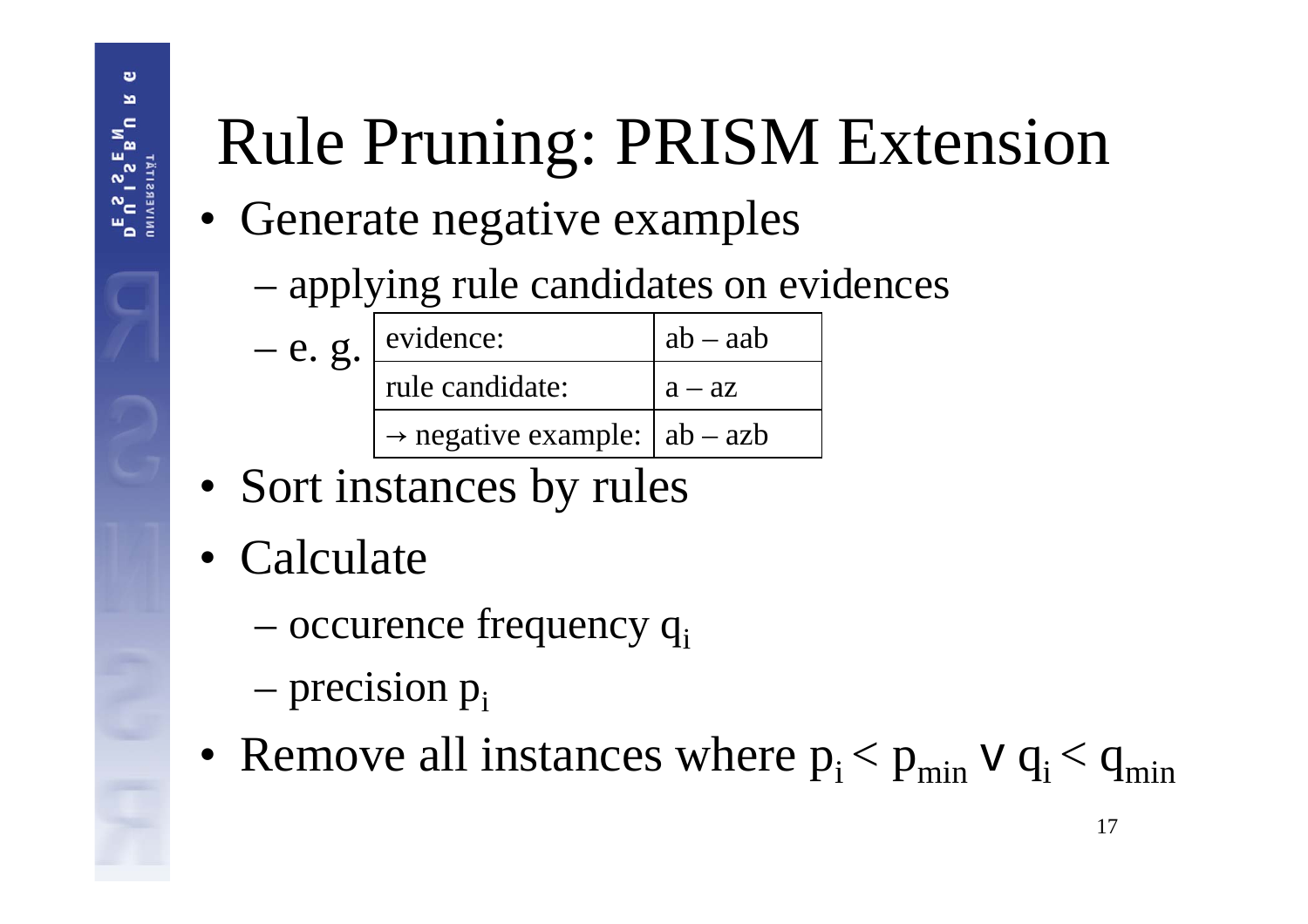# Rule Pruning: PRISM Extension

- Generate negative examples
  - applying rule candidates on evidences
  - e. g.

| evidence: | ab – aab |
|---|---|
| rule candidate: | a – az |
| → negative example: | ab – azb |

- Sort instances by rules
- Calculate
  - occurence frequency $q_i$
  - precision $p_i$
- Remove all instances where $p_i < p_{min} \vee q_i < q_{min}$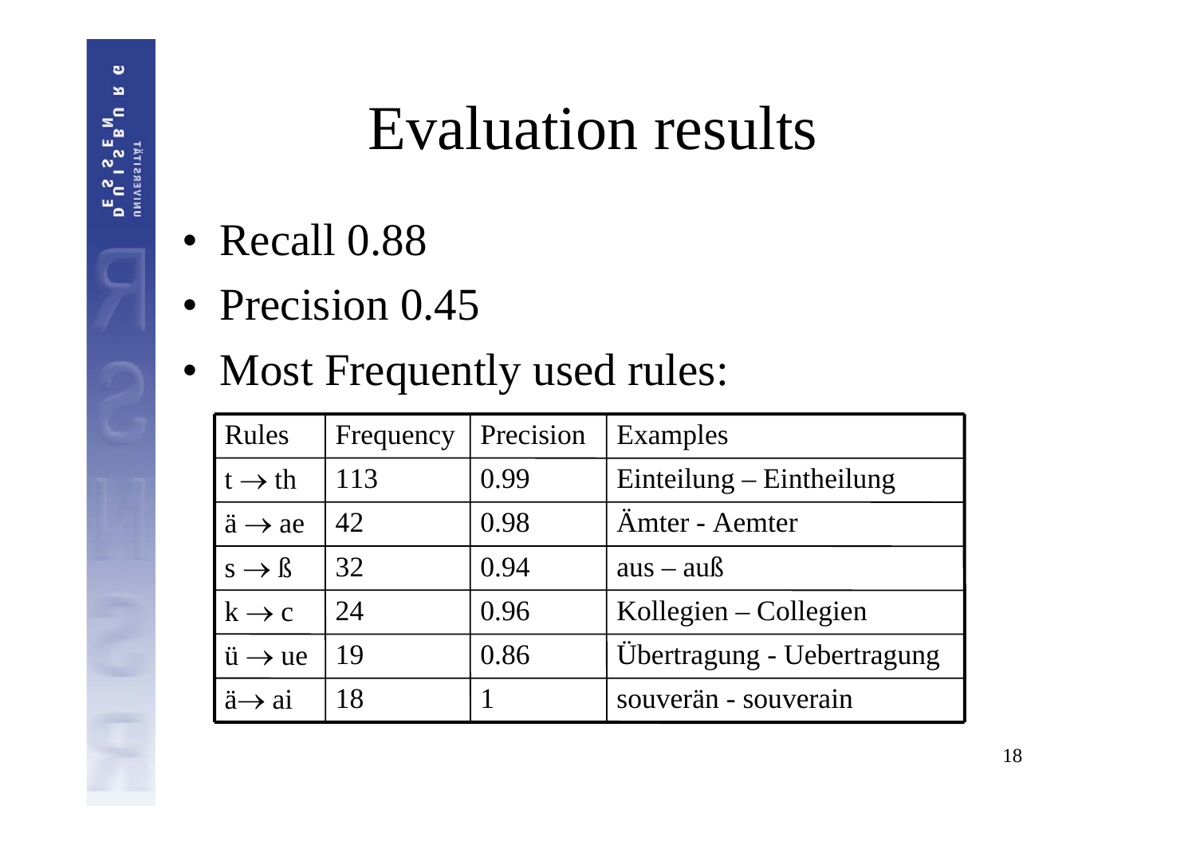# Evaluation results

- Recall 0.88
- Precision 0.45
- Most Frequently used rules:

| Rules | Frequency | Precision | Examples |
|---|---|---|---|
| t → th | 113 | 0.99 | Einteilung – Eintheilung |
| ä → ae | 42 | 0.98 | Ämter - Aemter |
| s → ß | 32 | 0.94 | aus – auß |
| k → c | 24 | 0.96 | Kollegien – Collegien |
| ü → ue | 19 | 0.86 | Übertragung - Uebertragung |
| ä→ ai | 18 | 1 | souverän - souverain |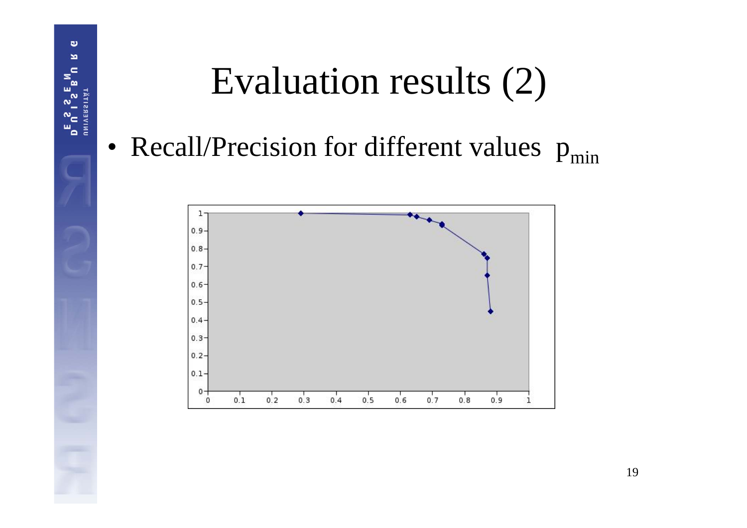# Evaluation results (2)

- Recall/Precision for different values $p_{min}$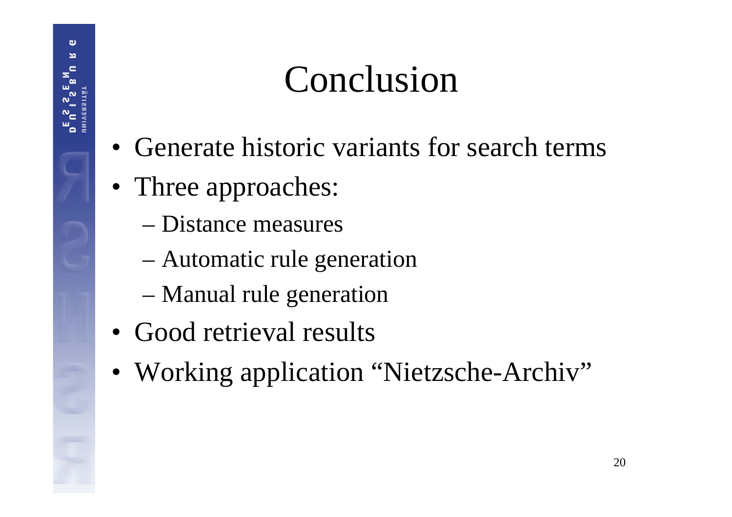# Conclusion

- Generate historic variants for search terms
- Three approaches:
  - Distance measures
  - Automatic rule generation
  - Manual rule generation
- Good retrieval results
- Working application "Nietzsche-Archiv"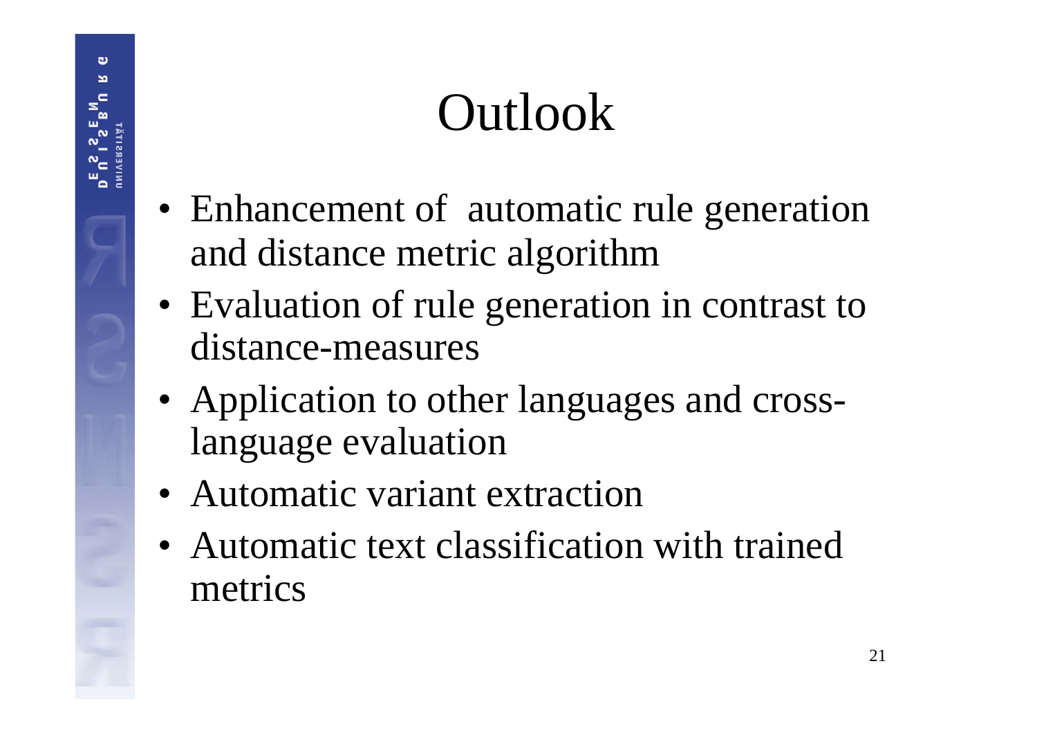# Outlook

- Enhancement of automatic rule generation and distance metric algorithm
- Evaluation of rule generation in contrast to distance-measures
- Application to other languages and cross-language evaluation
- Automatic variant extraction
- Automatic text classification with trained metrics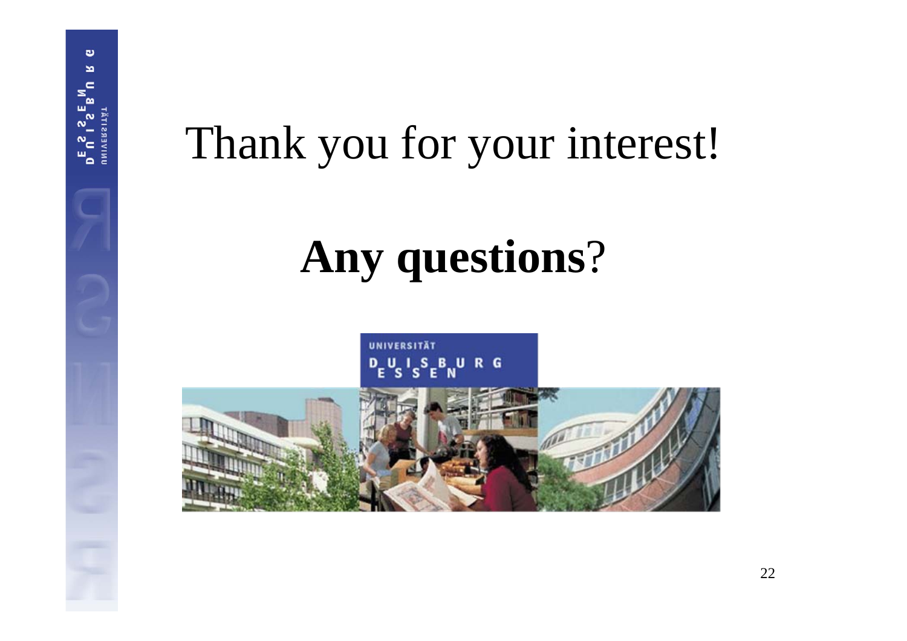Thank you for your interest!

**Any questions**?